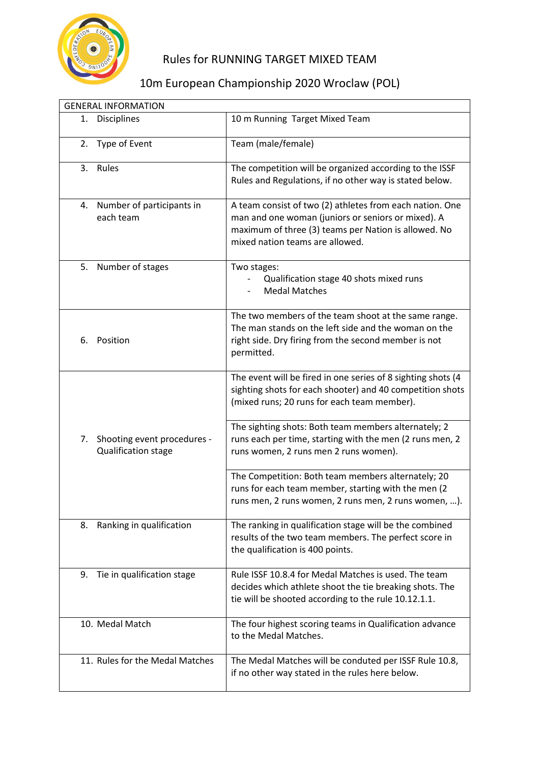# Rules for RUNNING TARGET MIXED TEAM

## 10m European Championship 2020 Wroclaw (POL)

| GENERAL INFORMATION | |
|---|---|
| 1. Disciplines | 10 m Running Target Mixed Team |
| 2. Type of Event | Team (male/female) |
| 3. Rules | The competition will be organized according to the ISSF Rules and Regulations, if no other way is stated below. |
| 4. Number of participants in each team | A team consist of two (2) athletes from each nation. One man and one woman (juniors or seniors or mixed). A maximum of three (3) teams per Nation is allowed. No mixed nation teams are allowed. |
| 5. Number of stages | Two stages:<br>- Qualification stage 40 shots mixed runs<br>- Medal Matches |
| 6. Position | The two members of the team shoot at the same range. The man stands on the left side and the woman on the right side. Dry firing from the second member is not permitted. |
| 7. Shooting event procedures - Qualification stage | The event will be fired in one series of 8 sighting shots (4 sighting shots for each shooter) and 40 competition shots (mixed runs; 20 runs for each team member). |
| | The sighting shots: Both team members alternately; 2 runs each per time, starting with the men (2 runs men, 2 runs women, 2 runs men 2 runs women). |
| | The Competition: Both team members alternately; 20 runs for each team member, starting with the men (2 runs men, 2 runs women, 2 runs men, 2 runs women, …). |
| 8. Ranking in qualification | The ranking in qualification stage will be the combined results of the two team members. The perfect score in the qualification is 400 points. |
| 9. Tie in qualification stage | Rule ISSF 10.8.4 for Medal Matches is used. The team decides which athlete shoot the tie breaking shots. The tie will be shooted according to the rule 10.12.1.1. |
| 10. Medal Match | The four highest scoring teams in Qualification advance to the Medal Matches. |
| 11. Rules for the Medal Matches | The Medal Matches will be conduted per ISSF Rule 10.8, if no other way stated in the rules here below. |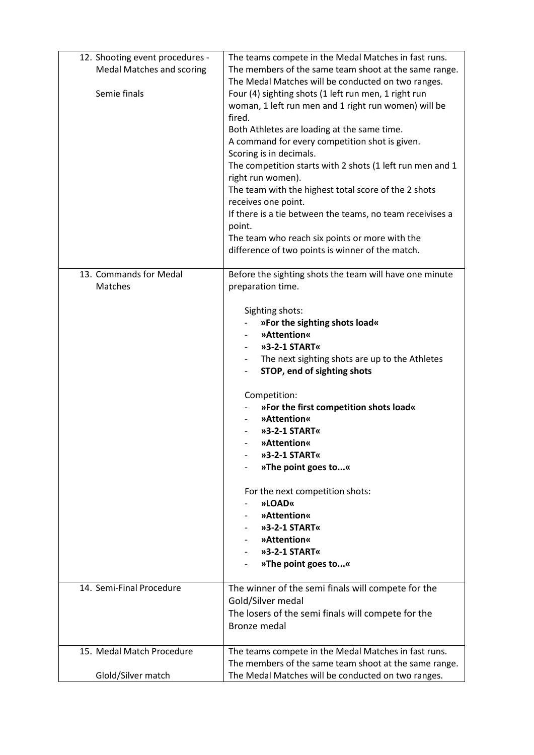| | |
|---|---|
| 12. Shooting event procedures - Medal Matches and scoring<br><br>Semie finals | The teams compete in the Medal Matches in fast runs.<br>The members of the same team shoot at the same range.<br>The Medal Matches will be conducted on two ranges.<br>Four (4) sighting shots (1 left run men, 1 right run woman, 1 left run men and 1 right run women) will be fired.<br>Both Athletes are loading at the same time.<br>A command for every competition shot is given.<br>Scoring is in decimals.<br>The competition starts with 2 shots (1 left run men and 1 right run women).<br>The team with the highest total score of the 2 shots receives one point.<br>If there is a tie between the teams, no team receivises a point.<br>The team who reach six points or more with the difference of two points is winner of the match. |
| 13. Commands for Medal Matches | Before the sighting shots the team will have one minute preparation time.<br><br>Sighting shots:<br>- **»For the sighting shots load«**<br>- **»Attention«**<br>- **»3-2-1 START«**<br>- The next sighting shots are up to the Athletes<br>- **STOP, end of sighting shots**<br><br>Competition:<br>- **»For the first competition shots load«**<br>- **»Attention«**<br>- **»3-2-1 START«**<br>- **»Attention«**<br>- **»3-2-1 START«**<br>- **»The point goes to...«**<br><br>For the next competition shots:<br>- **»LOAD«**<br>- **»Attention«**<br>- **»3-2-1 START«**<br>- **»Attention«**<br>- **»3-2-1 START«**<br>- **»The point goes to...«** |
| 14. Semi-Final Procedure | The winner of the semi finals will compete for the Gold/Silver medal<br>The losers of the semi finals will compete for the Bronze medal |
| 15. Medal Match Procedure<br><br>Glold/Silver match | The teams compete in the Medal Matches in fast runs.<br>The members of the same team shoot at the same range.<br>The Medal Matches will be conducted on two ranges. |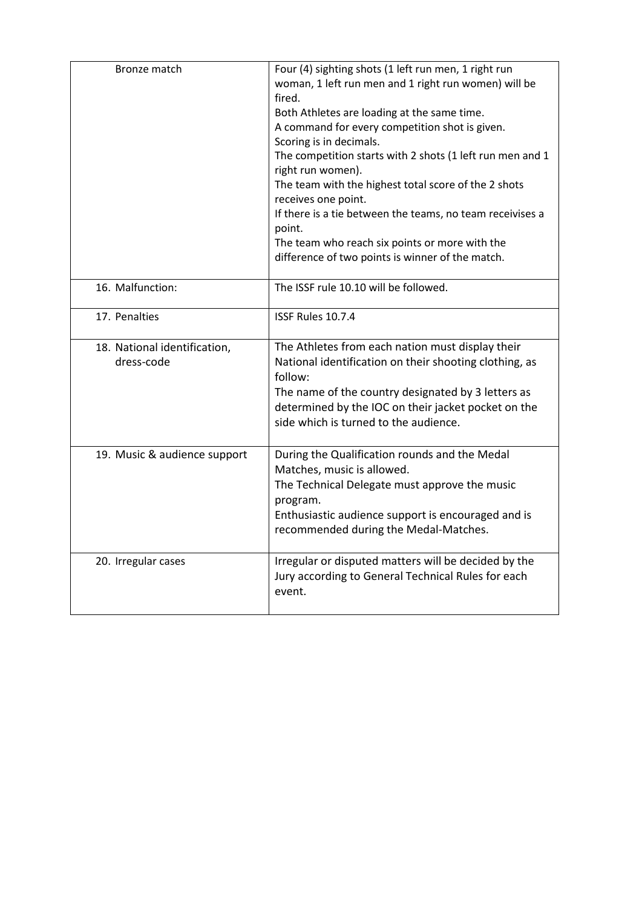| | |
|---|---|
| Bronze match | Four (4) sighting shots (1 left run men, 1 right run woman, 1 left run men and 1 right run women) will be fired.<br>Both Athletes are loading at the same time.<br>A command for every competition shot is given.<br>Scoring is in decimals.<br>The competition starts with 2 shots (1 left run men and 1 right run women).<br>The team with the highest total score of the 2 shots receives one point.<br>If there is a tie between the teams, no team receivises a point.<br>The team who reach six points or more with the difference of two points is winner of the match. |
| 16. Malfunction: | The ISSF rule 10.10 will be followed. |
| 17. Penalties | ISSF Rules 10.7.4 |
| 18. National identification, dress-code | The Athletes from each nation must display their National identification on their shooting clothing, as follow:<br>The name of the country designated by 3 letters as determined by the IOC on their jacket pocket on the side which is turned to the audience. |
| 19. Music & audience support | During the Qualification rounds and the Medal Matches, music is allowed.<br>The Technical Delegate must approve the music program.<br>Enthusiastic audience support is encouraged and is recommended during the Medal-Matches. |
| 20. Irregular cases | Irregular or disputed matters will be decided by the Jury according to General Technical Rules for each event. |